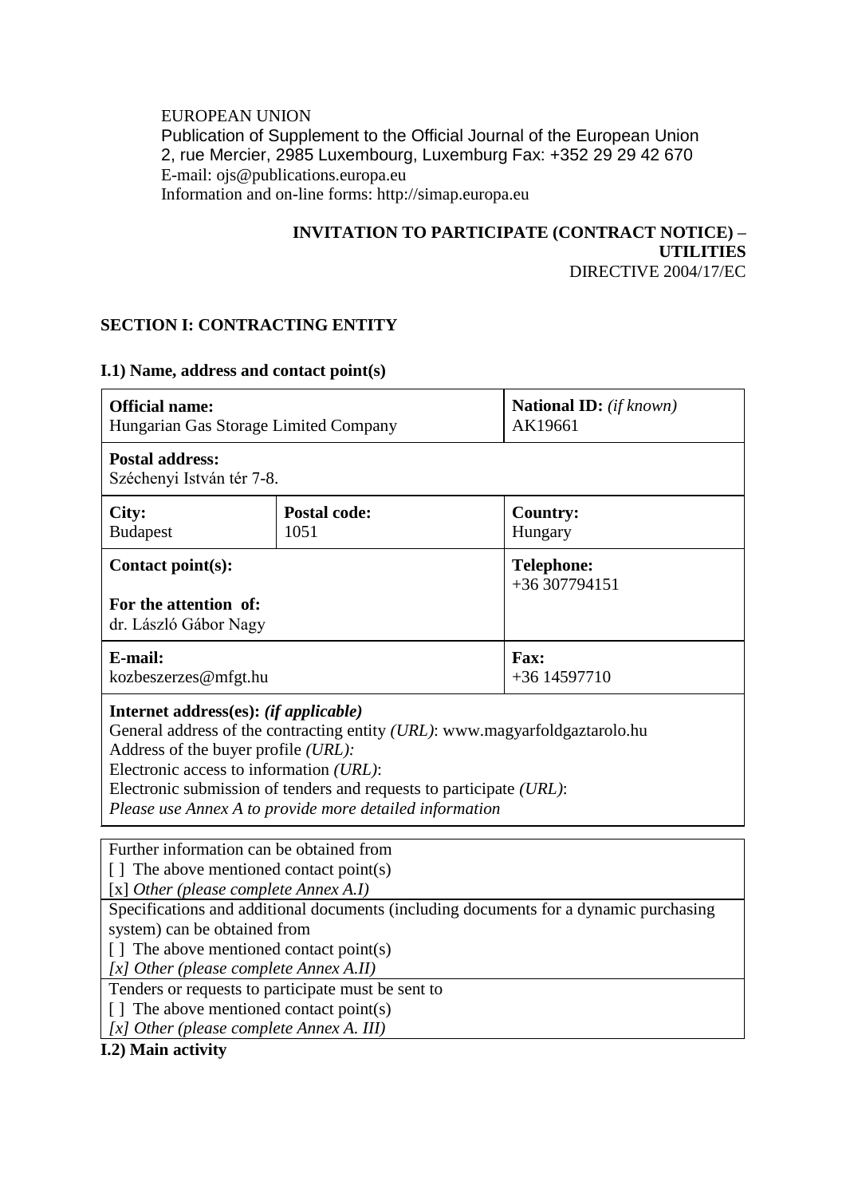EUROPEAN UNION
Publication of Supplement to the Official Journal of the European Union
2, rue Mercier, 2985 Luxembourg, Luxemburg Fax: +352 29 29 42 670
E-mail: ojs@publications.europa.eu
Information and on-line forms: http://simap.europa.eu

**INVITATION TO PARTICIPATE (CONTRACT NOTICE) – UTILITIES**
DIRECTIVE 2004/17/EC

## SECTION I: CONTRACTING ENTITY

### I.1) Name, address and contact point(s)

| **Official name:** Hungarian Gas Storage Limited Company | | **National ID:** *(if known)* AK19661 |
|---|---|---|
| **Postal address:** Széchenyi István tér 7-8. | | |
| **City:** Budapest | **Postal code:** 1051 | **Country:** Hungary |
| **Contact point(s):** **For the attention of:** dr. László Gábor Nagy | | **Telephone:** +36 307794151 |
| **E-mail:** kozbeszerzes@mfgt.hu | | **Fax:** +36 14597710 |
| **Internet address(es):** *(if applicable)* General address of the contracting entity *(URL)*: www.magyarfoldgaztarolo.hu Address of the buyer profile *(URL):* Electronic access to information *(URL)*: Electronic submission of tenders and requests to participate *(URL)*: *Please use Annex A to provide more detailed information* | | |

| Further information can be obtained from |
|---|
| [ ] The above mentioned contact point(s) |
| [x] *Other (please complete Annex A.I)* |
| Specifications and additional documents (including documents for a dynamic purchasing system) can be obtained from |
| [ ] The above mentioned contact point(s) |
| *[x] Other (please complete Annex A.II)* |
| Tenders or requests to participate must be sent to |
| [ ] The above mentioned contact point(s) |
| *[x] Other (please complete Annex A. III)* |

### I.2) Main activity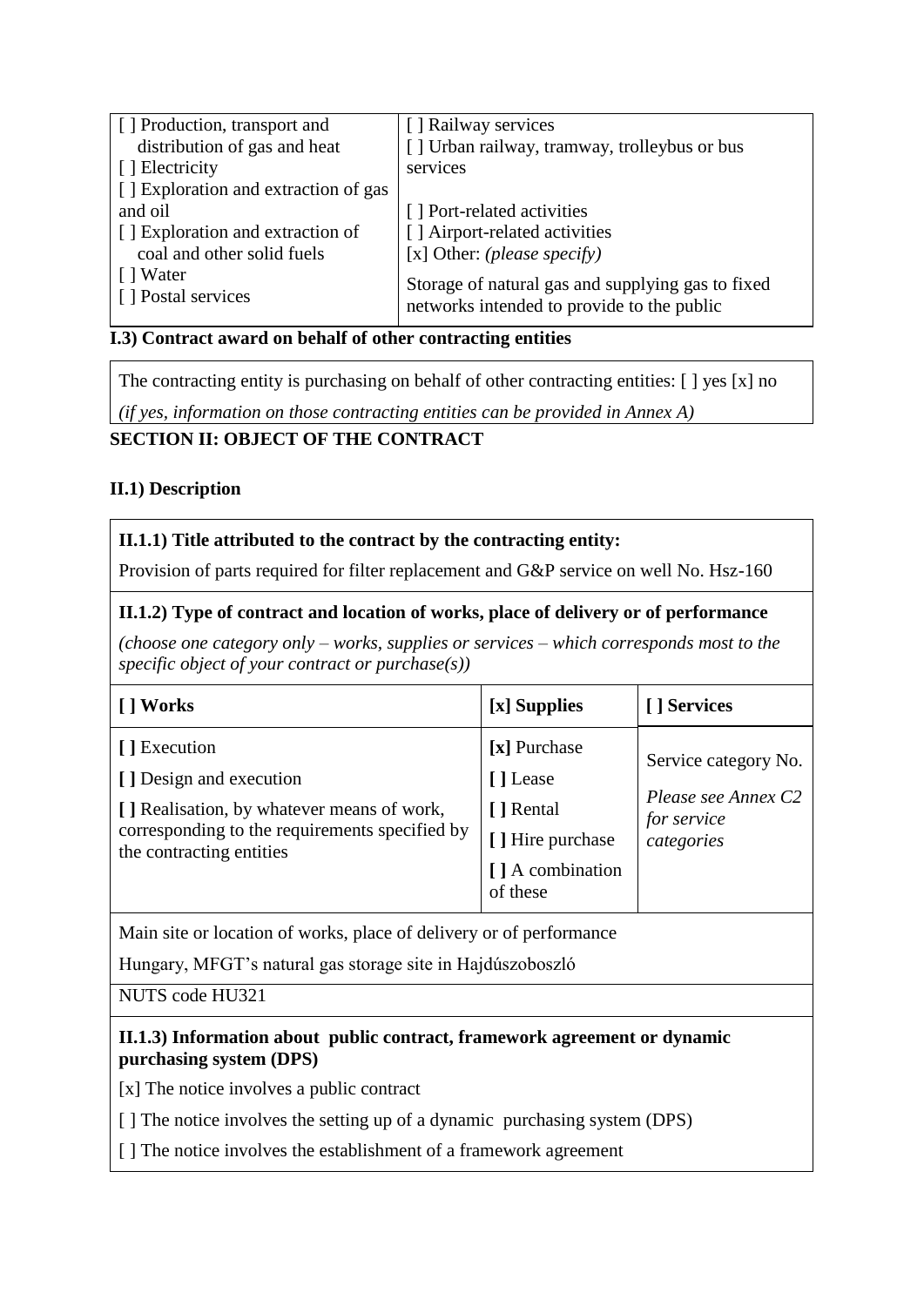| | |
|---|---|
| [ ] Production, transport and distribution of gas and heat<br>[ ] Electricity<br>[ ] Exploration and extraction of gas and oil<br>[ ] Exploration and extraction of coal and other solid fuels<br>[ ] Water<br>[ ] Postal services | [ ] Railway services<br>[ ] Urban railway, tramway, trolleybus or bus services<br>[ ] Port-related activities<br>[ ] Airport-related activities<br>[x] Other: *(please specify)*<br>Storage of natural gas and supplying gas to fixed networks intended to provide to the public |

**I.3) Contract award on behalf of other contracting entities**

The contracting entity is purchasing on behalf of other contracting entities: [ ] yes [x] no

*(if yes, information on those contracting entities can be provided in Annex A)*

**SECTION II: OBJECT OF THE CONTRACT**

**II.1) Description**

**II.1.1) Title attributed to the contract by the contracting entity:**

Provision of parts required for filter replacement and G&P service on well No. Hsz-160

**II.1.2) Type of contract and location of works, place of delivery or of performance**

*(choose one category only – works, supplies or services – which corresponds most to the specific object of your contract or purchase(s))*

| [ ] Works | [x] Supplies | [ ] Services |
|---|---|---|
| [ ] Execution<br>[ ] Design and execution<br>[ ] Realisation, by whatever means of work, corresponding to the requirements specified by the contracting entities | [x] Purchase<br>[ ] Lease<br>[ ] Rental<br>[ ] Hire purchase<br>[ ] A combination of these | Service category No.<br>*Please see Annex C2 for service categories* |

Main site or location of works, place of delivery or of performance

Hungary, MFGT's natural gas storage site in Hajdúszoboszló

NUTS code HU321

**II.1.3) Information about public contract, framework agreement or dynamic purchasing system (DPS)**

[x] The notice involves a public contract

[ ] The notice involves the setting up of a dynamic purchasing system (DPS)

[ ] The notice involves the establishment of a framework agreement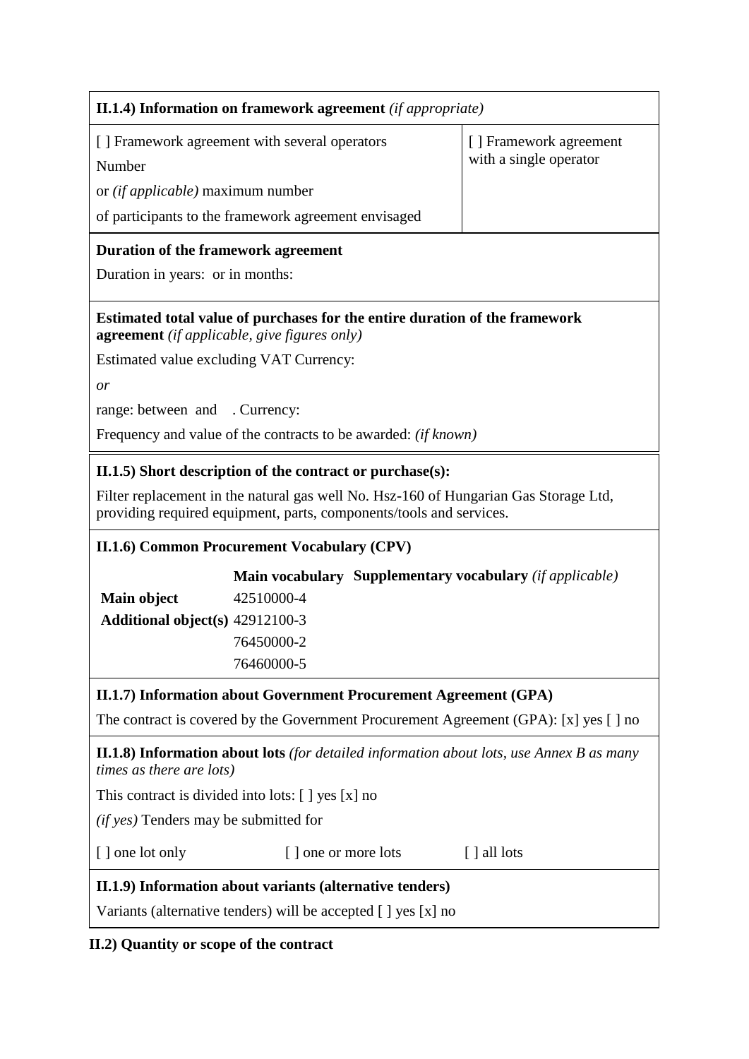**II.1.4) Information on framework agreement** *(if appropriate)*

[ ] Framework agreement with several operators

Number

or *(if applicable)* maximum number

of participants to the framework agreement envisaged

[ ] Framework agreement with a single operator

**Duration of the framework agreement**

Duration in years: or in months:

**Estimated total value of purchases for the entire duration of the framework agreement** *(if applicable, give figures only)*

Estimated value excluding VAT Currency:

*or*

range: between and . Currency:

Frequency and value of the contracts to be awarded: *(if known)*

**II.1.5) Short description of the contract or purchase(s):**

Filter replacement in the natural gas well No. Hsz-160 of Hungarian Gas Storage Ltd, providing required equipment, parts, components/tools and services.

**II.1.6) Common Procurement Vocabulary (CPV)**

| | Main vocabulary | Supplementary vocabulary *(if applicable)* |
|---|---|---|
| **Main object** | 42510000-4 | |
| **Additional object(s)** | 42912100-3 | |
| | 76450000-2 | |
| | 76460000-5 | |

**II.1.7) Information about Government Procurement Agreement (GPA)**

The contract is covered by the Government Procurement Agreement (GPA): [x] yes [ ] no

**II.1.8) Information about lots** *(for detailed information about lots, use Annex B as many times as there are lots)*

This contract is divided into lots: [ ] yes [x] no

*(if yes)* Tenders may be submitted for

[ ] one lot only [ ] one or more lots [ ] all lots

**II.1.9) Information about variants (alternative tenders)**

Variants (alternative tenders) will be accepted [ ] yes [x] no

**II.2) Quantity or scope of the contract**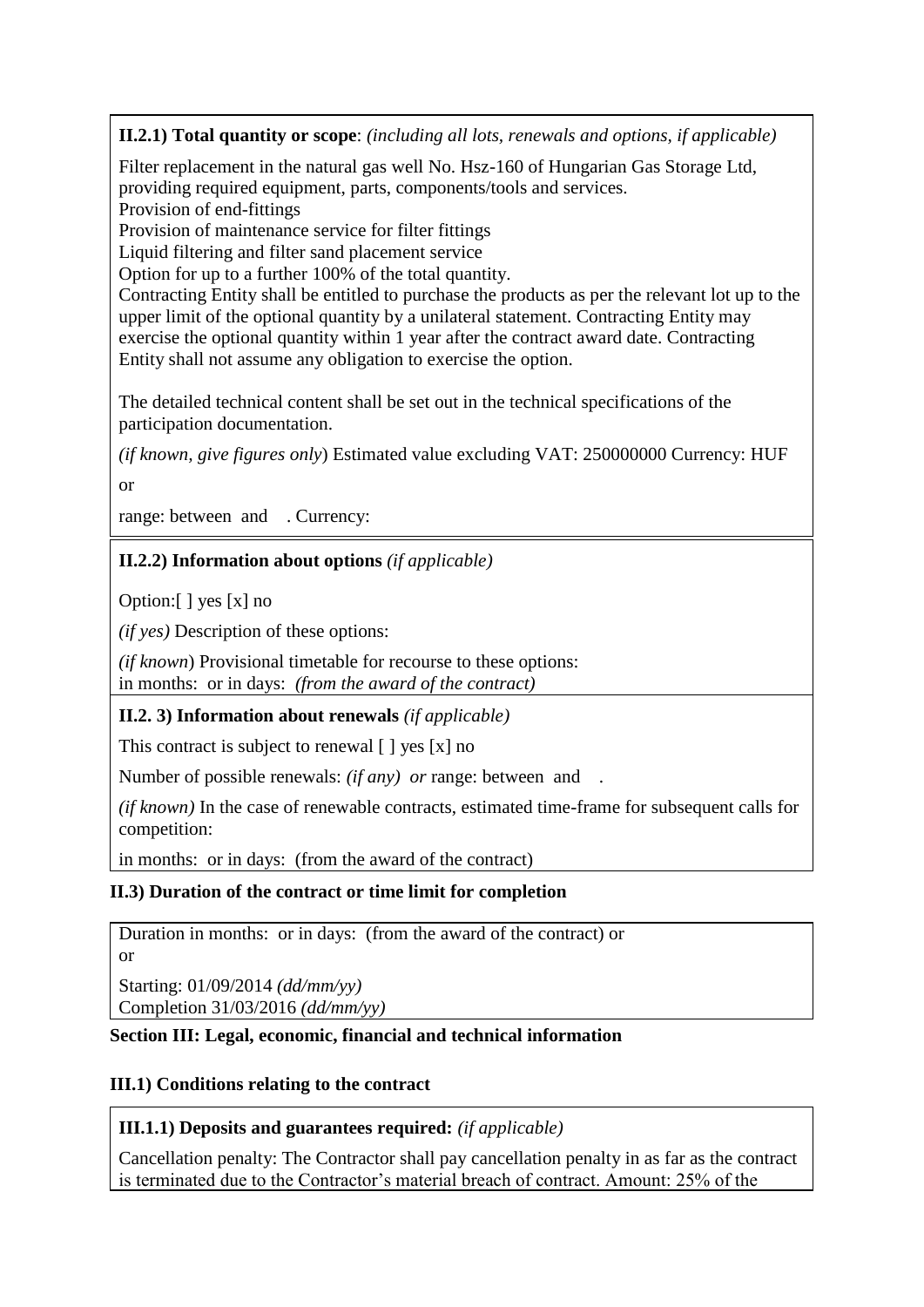**II.2.1) Total quantity or scope**: *(including all lots, renewals and options, if applicable)*

Filter replacement in the natural gas well No. Hsz-160 of Hungarian Gas Storage Ltd, providing required equipment, parts, components/tools and services.
Provision of end-fittings
Provision of maintenance service for filter fittings
Liquid filtering and filter sand placement service
Option for up to a further 100% of the total quantity.
Contracting Entity shall be entitled to purchase the products as per the relevant lot up to the upper limit of the optional quantity by a unilateral statement. Contracting Entity may exercise the optional quantity within 1 year after the contract award date. Contracting Entity shall not assume any obligation to exercise the option.

The detailed technical content shall be set out in the technical specifications of the participation documentation.

*(if known, give figures only*) Estimated value excluding VAT: 250000000 Currency: HUF

or

range: between and . Currency:

**II.2.2) Information about options** *(if applicable)*

Option:[ ] yes [x] no

*(if yes)* Description of these options:

*(if known*) Provisional timetable for recourse to these options:
in months: or in days: *(from the award of the contract)*

**II.2. 3) Information about renewals** *(if applicable)*

This contract is subject to renewal [ ] yes [x] no

Number of possible renewals: *(if any) or* range: between and .

*(if known)* In the case of renewable contracts, estimated time-frame for subsequent calls for competition:

in months: or in days: (from the award of the contract)

**II.3) Duration of the contract or time limit for completion**

Duration in months: or in days: (from the award of the contract) or
or

Starting: 01/09/2014 *(dd/mm/yy)*
Completion 31/03/2016 *(dd/mm/yy)*

**Section III: Legal, economic, financial and technical information**

**III.1) Conditions relating to the contract**

**III.1.1) Deposits and guarantees required:** *(if applicable)*

Cancellation penalty: The Contractor shall pay cancellation penalty in as far as the contract is terminated due to the Contractor's material breach of contract. Amount: 25% of the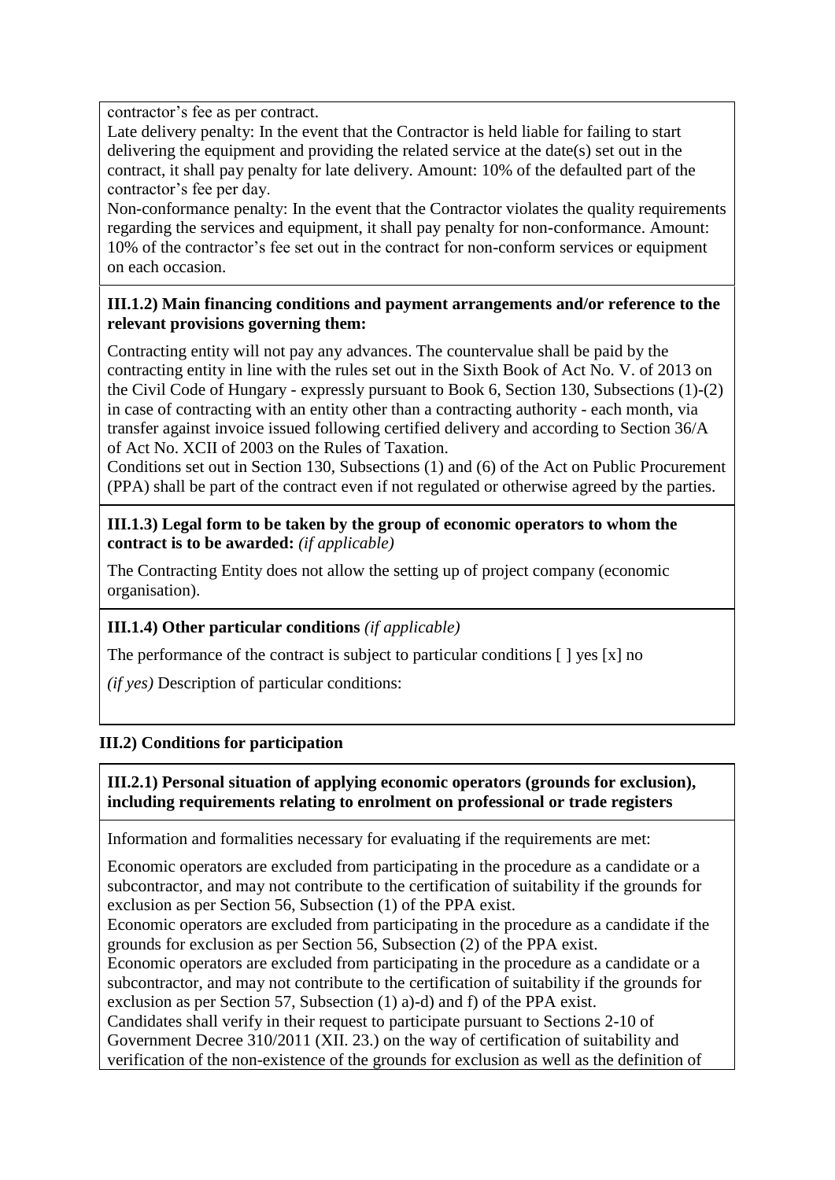contractor's fee as per contract.
Late delivery penalty: In the event that the Contractor is held liable for failing to start delivering the equipment and providing the related service at the date(s) set out in the contract, it shall pay penalty for late delivery. Amount: 10% of the defaulted part of the contractor's fee per day.
Non-conformance penalty: In the event that the Contractor violates the quality requirements regarding the services and equipment, it shall pay penalty for non-conformance. Amount: 10% of the contractor's fee set out in the contract for non-conform services or equipment on each occasion.

**III.1.2) Main financing conditions and payment arrangements and/or reference to the relevant provisions governing them:**

Contracting entity will not pay any advances. The countervalue shall be paid by the contracting entity in line with the rules set out in the Sixth Book of Act No. V. of 2013 on the Civil Code of Hungary - expressly pursuant to Book 6, Section 130, Subsections (1)-(2) in case of contracting with an entity other than a contracting authority - each month, via transfer against invoice issued following certified delivery and according to Section 36/A of Act No. XCII of 2003 on the Rules of Taxation.
Conditions set out in Section 130, Subsections (1) and (6) of the Act on Public Procurement (PPA) shall be part of the contract even if not regulated or otherwise agreed by the parties.

**III.1.3) Legal form to be taken by the group of economic operators to whom the contract is to be awarded:** *(if applicable)*

The Contracting Entity does not allow the setting up of project company (economic organisation).

**III.1.4) Other particular conditions** *(if applicable)*

The performance of the contract is subject to particular conditions [ ] yes [x] no

*(if yes)* Description of particular conditions:

**III.2) Conditions for participation**

**III.2.1) Personal situation of applying economic operators (grounds for exclusion), including requirements relating to enrolment on professional or trade registers**

Information and formalities necessary for evaluating if the requirements are met:

Economic operators are excluded from participating in the procedure as a candidate or a subcontractor, and may not contribute to the certification of suitability if the grounds for exclusion as per Section 56, Subsection (1) of the PPA exist.
Economic operators are excluded from participating in the procedure as a candidate if the grounds for exclusion as per Section 56, Subsection (2) of the PPA exist.
Economic operators are excluded from participating in the procedure as a candidate or a subcontractor, and may not contribute to the certification of suitability if the grounds for exclusion as per Section 57, Subsection (1) a)-d) and f) of the PPA exist.
Candidates shall verify in their request to participate pursuant to Sections 2-10 of Government Decree 310/2011 (XII. 23.) on the way of certification of suitability and verification of the non-existence of the grounds for exclusion as well as the definition of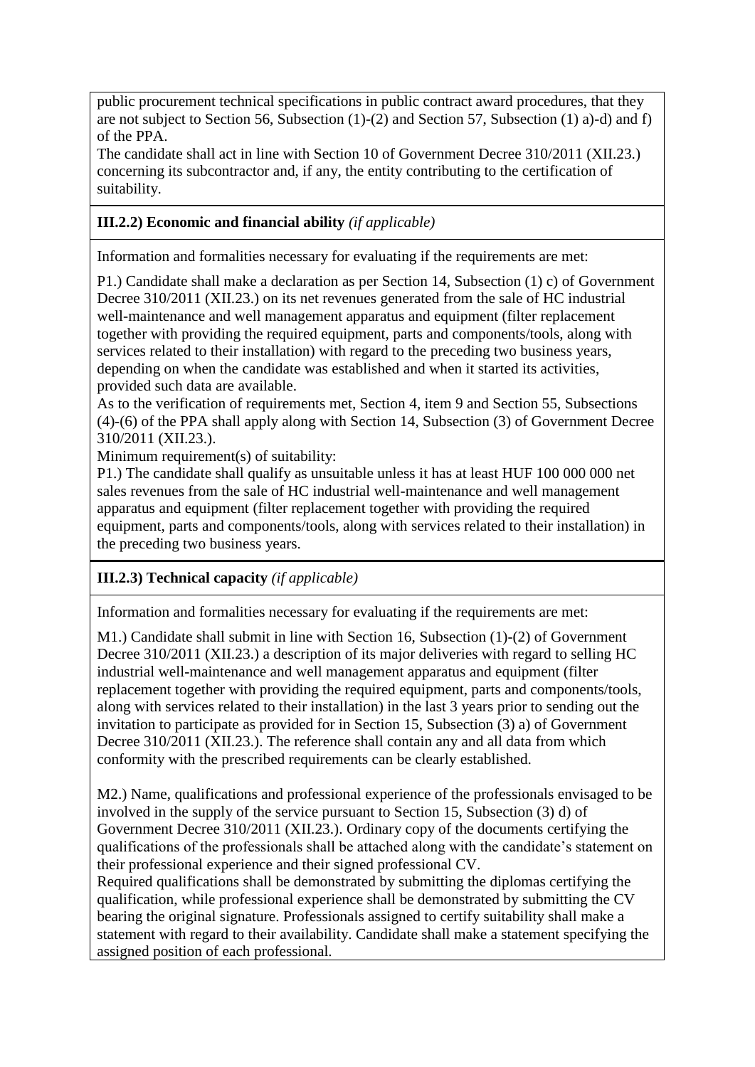public procurement technical specifications in public contract award procedures, that they are not subject to Section 56, Subsection (1)-(2) and Section 57, Subsection (1) a)-d) and f) of the PPA.

The candidate shall act in line with Section 10 of Government Decree 310/2011 (XII.23.) concerning its subcontractor and, if any, the entity contributing to the certification of suitability.

**III.2.2) Economic and financial ability** *(if applicable)*

Information and formalities necessary for evaluating if the requirements are met:

P1.) Candidate shall make a declaration as per Section 14, Subsection (1) c) of Government Decree 310/2011 (XII.23.) on its net revenues generated from the sale of HC industrial well-maintenance and well management apparatus and equipment (filter replacement together with providing the required equipment, parts and components/tools, along with services related to their installation) with regard to the preceding two business years, depending on when the candidate was established and when it started its activities, provided such data are available.

As to the verification of requirements met, Section 4, item 9 and Section 55, Subsections (4)-(6) of the PPA shall apply along with Section 14, Subsection (3) of Government Decree 310/2011 (XII.23.).

Minimum requirement(s) of suitability:

P1.) The candidate shall qualify as unsuitable unless it has at least HUF 100 000 000 net sales revenues from the sale of HC industrial well-maintenance and well management apparatus and equipment (filter replacement together with providing the required equipment, parts and components/tools, along with services related to their installation) in the preceding two business years.

**III.2.3) Technical capacity** *(if applicable)*

Information and formalities necessary for evaluating if the requirements are met:

M1.) Candidate shall submit in line with Section 16, Subsection (1)-(2) of Government Decree 310/2011 (XII.23.) a description of its major deliveries with regard to selling HC industrial well-maintenance and well management apparatus and equipment (filter replacement together with providing the required equipment, parts and components/tools, along with services related to their installation) in the last 3 years prior to sending out the invitation to participate as provided for in Section 15, Subsection (3) a) of Government Decree 310/2011 (XII.23.). The reference shall contain any and all data from which conformity with the prescribed requirements can be clearly established.

M2.) Name, qualifications and professional experience of the professionals envisaged to be involved in the supply of the service pursuant to Section 15, Subsection (3) d) of Government Decree 310/2011 (XII.23.). Ordinary copy of the documents certifying the qualifications of the professionals shall be attached along with the candidate's statement on their professional experience and their signed professional CV.

Required qualifications shall be demonstrated by submitting the diplomas certifying the qualification, while professional experience shall be demonstrated by submitting the CV bearing the original signature. Professionals assigned to certify suitability shall make a statement with regard to their availability. Candidate shall make a statement specifying the assigned position of each professional.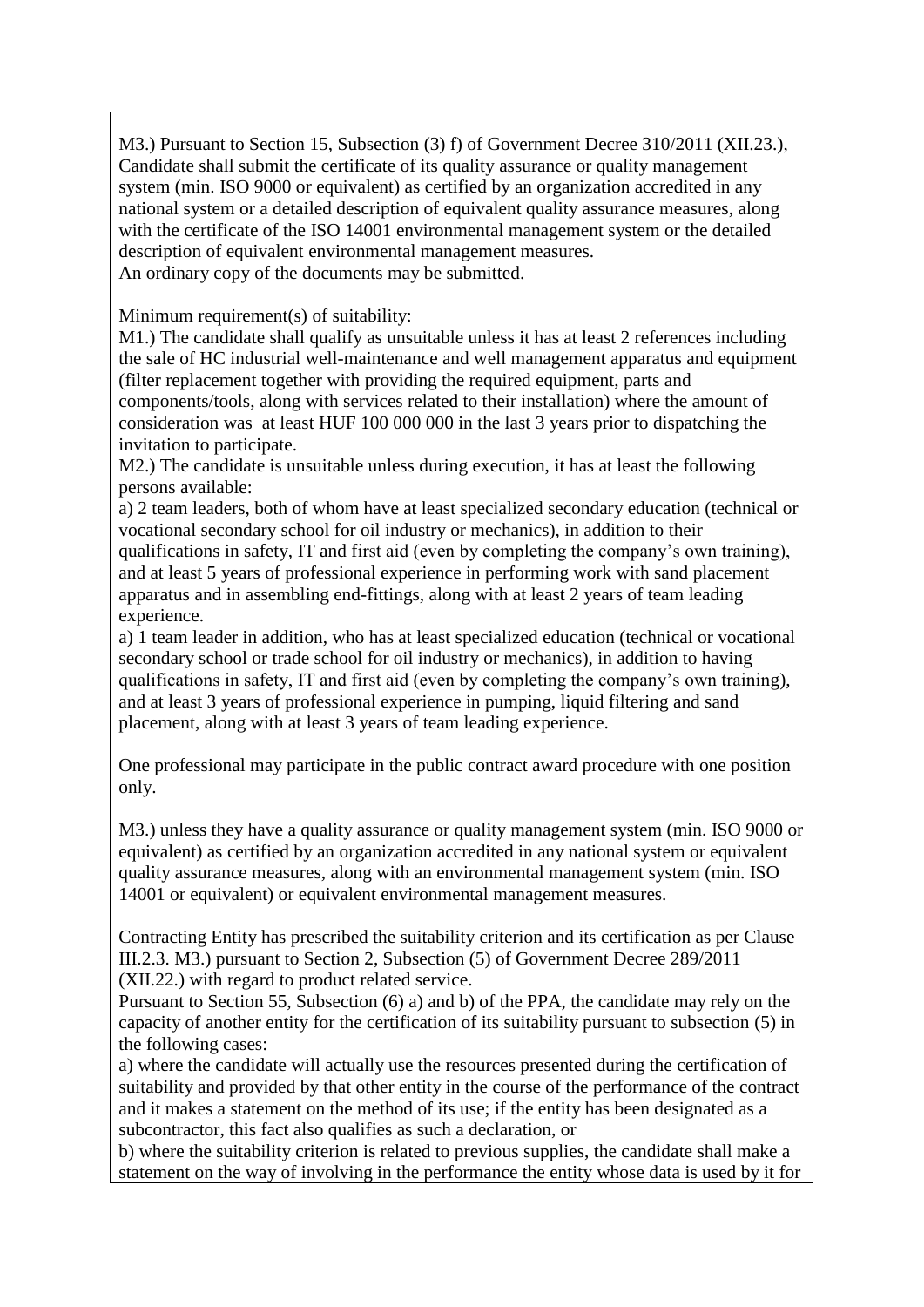M3.) Pursuant to Section 15, Subsection (3) f) of Government Decree 310/2011 (XII.23.), Candidate shall submit the certificate of its quality assurance or quality management system (min. ISO 9000 or equivalent) as certified by an organization accredited in any national system or a detailed description of equivalent quality assurance measures, along with the certificate of the ISO 14001 environmental management system or the detailed description of equivalent environmental management measures.
An ordinary copy of the documents may be submitted.

Minimum requirement(s) of suitability:
M1.) The candidate shall qualify as unsuitable unless it has at least 2 references including the sale of HC industrial well-maintenance and well management apparatus and equipment (filter replacement together with providing the required equipment, parts and components/tools, along with services related to their installation) where the amount of consideration was at least HUF 100 000 000 in the last 3 years prior to dispatching the invitation to participate.
M2.) The candidate is unsuitable unless during execution, it has at least the following persons available:
a) 2 team leaders, both of whom have at least specialized secondary education (technical or vocational secondary school for oil industry or mechanics), in addition to their qualifications in safety, IT and first aid (even by completing the company's own training), and at least 5 years of professional experience in performing work with sand placement apparatus and in assembling end-fittings, along with at least 2 years of team leading experience.
a) 1 team leader in addition, who has at least specialized education (technical or vocational secondary school or trade school for oil industry or mechanics), in addition to having qualifications in safety, IT and first aid (even by completing the company's own training), and at least 3 years of professional experience in pumping, liquid filtering and sand placement, along with at least 3 years of team leading experience.

One professional may participate in the public contract award procedure with one position only.

M3.) unless they have a quality assurance or quality management system (min. ISO 9000 or equivalent) as certified by an organization accredited in any national system or equivalent quality assurance measures, along with an environmental management system (min. ISO 14001 or equivalent) or equivalent environmental management measures.

Contracting Entity has prescribed the suitability criterion and its certification as per Clause III.2.3. M3.) pursuant to Section 2, Subsection (5) of Government Decree 289/2011 (XII.22.) with regard to product related service.
Pursuant to Section 55, Subsection (6) a) and b) of the PPA, the candidate may rely on the capacity of another entity for the certification of its suitability pursuant to subsection (5) in the following cases:
a) where the candidate will actually use the resources presented during the certification of suitability and provided by that other entity in the course of the performance of the contract and it makes a statement on the method of its use; if the entity has been designated as a subcontractor, this fact also qualifies as such a declaration, or
b) where the suitability criterion is related to previous supplies, the candidate shall make a statement on the way of involving in the performance the entity whose data is used by it for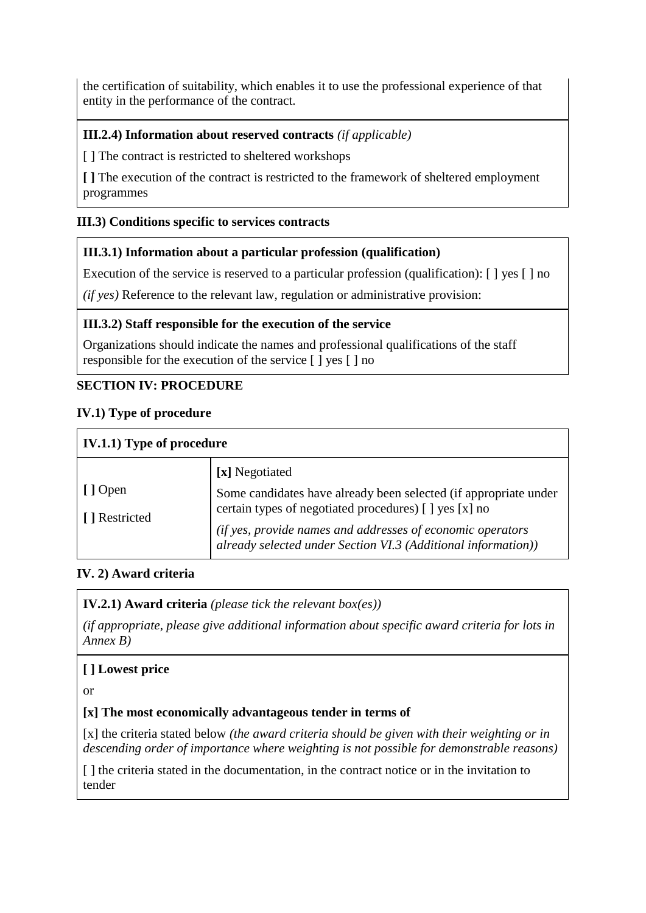the certification of suitability, which enables it to use the professional experience of that entity in the performance of the contract.

**III.2.4) Information about reserved contracts** *(if applicable)*

[ ] The contract is restricted to sheltered workshops

**[ ]** The execution of the contract is restricted to the framework of sheltered employment programmes

**III.3) Conditions specific to services contracts**

**III.3.1) Information about a particular profession (qualification)**

Execution of the service is reserved to a particular profession (qualification): [ ] yes [ ] no

*(if yes)* Reference to the relevant law, regulation or administrative provision:

**III.3.2) Staff responsible for the execution of the service**

Organizations should indicate the names and professional qualifications of the staff responsible for the execution of the service [ ] yes [ ] no

**SECTION IV: PROCEDURE**

**IV.1) Type of procedure**

| **IV.1.1) Type of procedure** | |
|---|---|
| **[ ]** Open<br>**[ ]** Restricted | **[x]** Negotiated<br>Some candidates have already been selected (if appropriate under certain types of negotiated procedures) [ ] yes [x] no<br>*(if yes, provide names and addresses of economic operators already selected under Section VI.3 (Additional information))* |

**IV. 2) Award criteria**

**IV.2.1) Award criteria** *(please tick the relevant box(es))*

*(if appropriate, please give additional information about specific award criteria for lots in Annex B)*

**[ ] Lowest price**

or

**[x] The most economically advantageous tender in terms of**

[x] the criteria stated below *(the award criteria should be given with their weighting or in descending order of importance where weighting is not possible for demonstrable reasons)*

[ ] the criteria stated in the documentation, in the contract notice or in the invitation to tender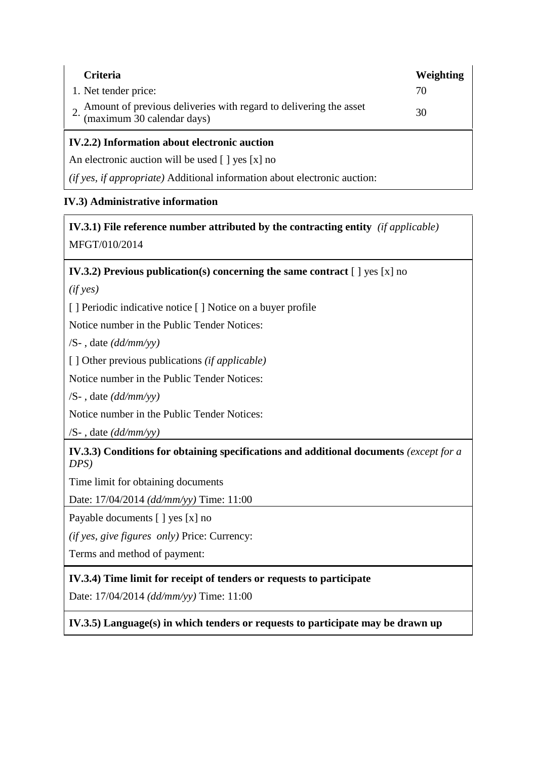| | Criteria | Weighting |
|---|---|---|
| 1. | Net tender price: | 70 |
| 2. | Amount of previous deliveries with regard to delivering the asset (maximum 30 calendar days) | 30 |

**IV.2.2) Information about electronic auction**

An electronic auction will be used [ ] yes [x] no

*(if yes, if appropriate)* Additional information about electronic auction:

**IV.3) Administrative information**

**IV.3.1) File reference number attributed by the contracting entity** *(if applicable)*

MFGT/010/2014

**IV.3.2) Previous publication(s) concerning the same contract** [ ] yes [x] no

*(if yes)*

[ ] Periodic indicative notice [ ] Notice on a buyer profile

Notice number in the Public Tender Notices:

/S- , date *(dd/mm/yy)*

[ ] Other previous publications *(if applicable)*

Notice number in the Public Tender Notices:

/S- , date *(dd/mm/yy)*

Notice number in the Public Tender Notices:

/S- , date *(dd/mm/yy)*

**IV.3.3) Conditions for obtaining specifications and additional documents** *(except for a DPS)*

Time limit for obtaining documents

Date: 17/04/2014 *(dd/mm/yy)* Time: 11:00

Payable documents [ ] yes [x] no

*(if yes, give figures only)* Price: Currency:

Terms and method of payment:

**IV.3.4) Time limit for receipt of tenders or requests to participate**

Date: 17/04/2014 *(dd/mm/yy)* Time: 11:00

**IV.3.5) Language(s) in which tenders or requests to participate may be drawn up**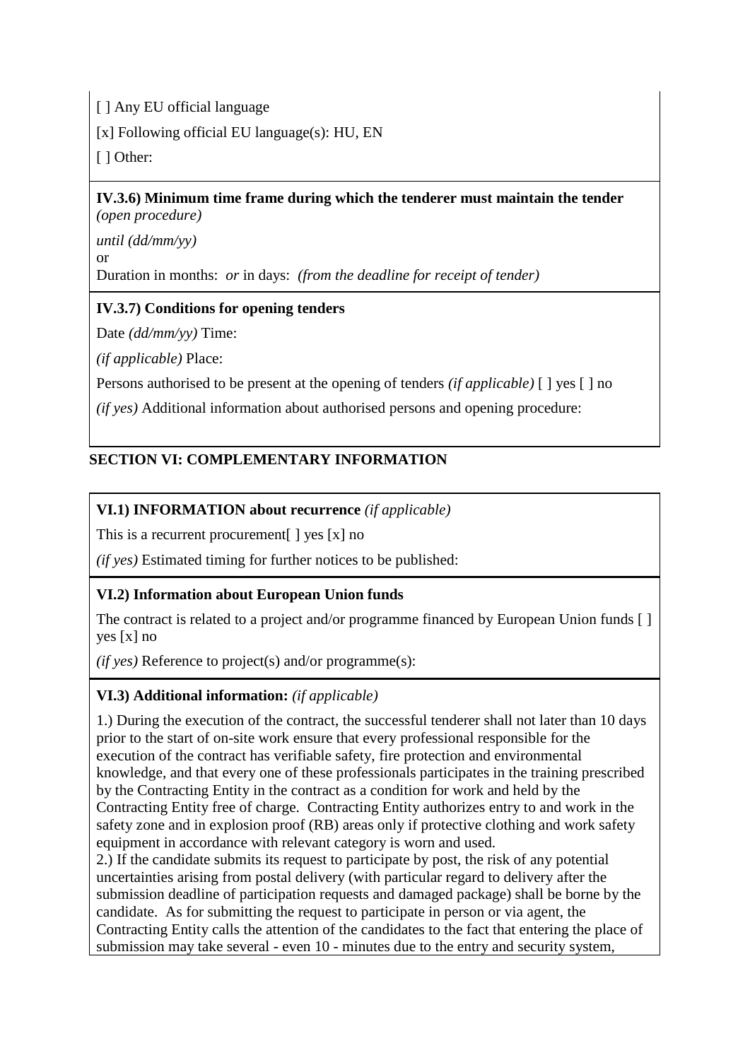[ ] Any EU official language

[x] Following official EU language(s): HU, EN

[ ] Other:

**IV.3.6) Minimum time frame during which the tenderer must maintain the tender** *(open procedure)*

*until (dd/mm/yy)*
or
Duration in months: *or* in days: *(from the deadline for receipt of tender)*

**IV.3.7) Conditions for opening tenders**

Date *(dd/mm/yy)* Time:

*(if applicable)* Place:

Persons authorised to be present at the opening of tenders *(if applicable)* [ ] yes [ ] no

*(if yes)* Additional information about authorised persons and opening procedure:

## SECTION VI: COMPLEMENTARY INFORMATION

**VI.1) INFORMATION about recurrence** *(if applicable)*

This is a recurrent procurement[ ] yes [x] no

*(if yes)* Estimated timing for further notices to be published:

**VI.2) Information about European Union funds**

The contract is related to a project and/or programme financed by European Union funds [ ] yes [x] no

*(if yes)* Reference to project(s) and/or programme(s):

**VI.3) Additional information:** *(if applicable)*

1.) During the execution of the contract, the successful tenderer shall not later than 10 days prior to the start of on-site work ensure that every professional responsible for the execution of the contract has verifiable safety, fire protection and environmental knowledge, and that every one of these professionals participates in the training prescribed by the Contracting Entity in the contract as a condition for work and held by the Contracting Entity free of charge. Contracting Entity authorizes entry to and work in the safety zone and in explosion proof (RB) areas only if protective clothing and work safety equipment in accordance with relevant category is worn and used.
2.) If the candidate submits its request to participate by post, the risk of any potential uncertainties arising from postal delivery (with particular regard to delivery after the submission deadline of participation requests and damaged package) shall be borne by the candidate. As for submitting the request to participate in person or via agent, the Contracting Entity calls the attention of the candidates to the fact that entering the place of submission may take several - even 10 - minutes due to the entry and security system,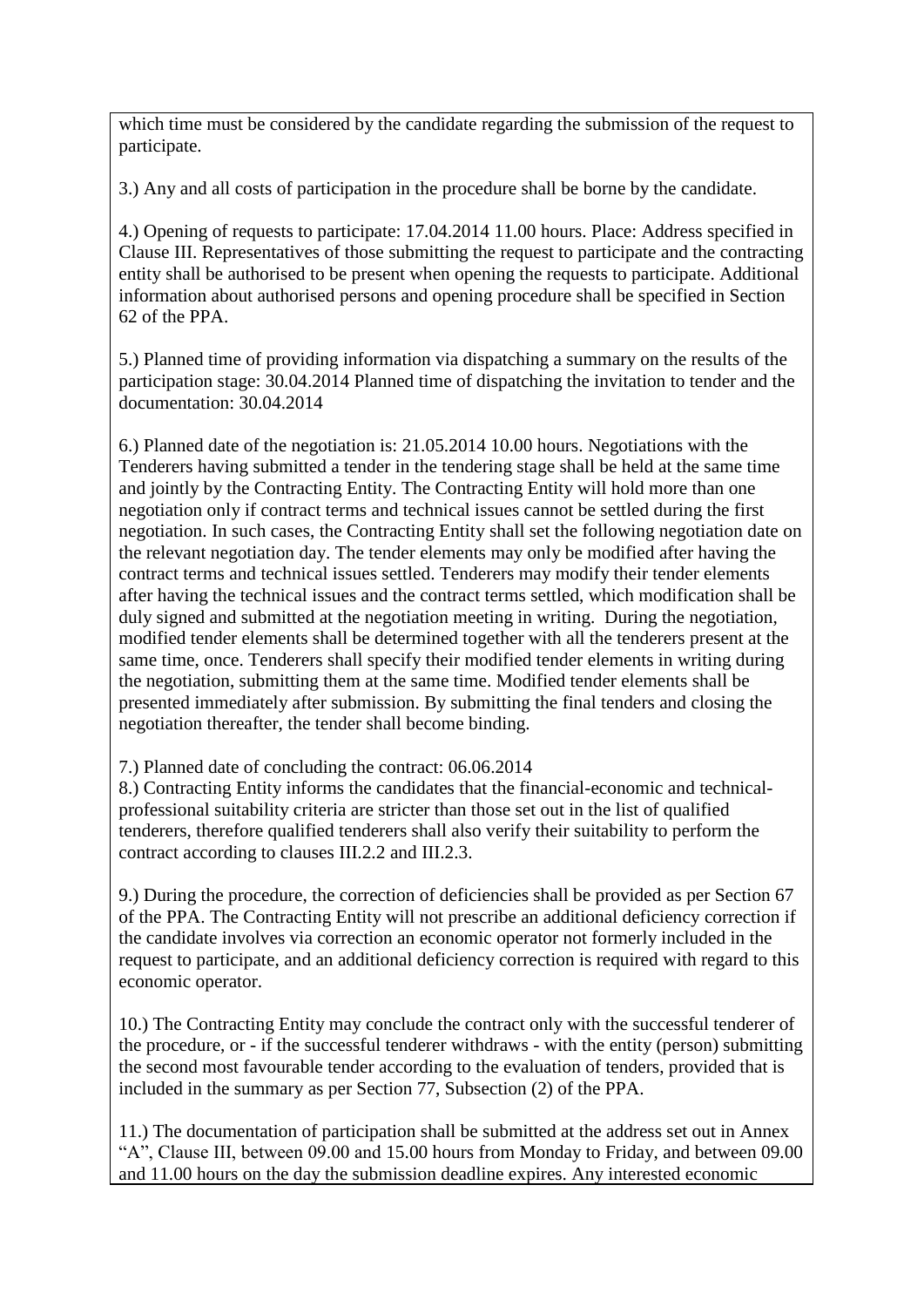which time must be considered by the candidate regarding the submission of the request to participate.

3.) Any and all costs of participation in the procedure shall be borne by the candidate.

4.) Opening of requests to participate: 17.04.2014 11.00 hours. Place: Address specified in Clause III. Representatives of those submitting the request to participate and the contracting entity shall be authorised to be present when opening the requests to participate. Additional information about authorised persons and opening procedure shall be specified in Section 62 of the PPA.

5.) Planned time of providing information via dispatching a summary on the results of the participation stage: 30.04.2014 Planned time of dispatching the invitation to tender and the documentation: 30.04.2014

6.) Planned date of the negotiation is: 21.05.2014 10.00 hours. Negotiations with the Tenderers having submitted a tender in the tendering stage shall be held at the same time and jointly by the Contracting Entity. The Contracting Entity will hold more than one negotiation only if contract terms and technical issues cannot be settled during the first negotiation. In such cases, the Contracting Entity shall set the following negotiation date on the relevant negotiation day. The tender elements may only be modified after having the contract terms and technical issues settled. Tenderers may modify their tender elements after having the technical issues and the contract terms settled, which modification shall be duly signed and submitted at the negotiation meeting in writing. During the negotiation, modified tender elements shall be determined together with all the tenderers present at the same time, once. Tenderers shall specify their modified tender elements in writing during the negotiation, submitting them at the same time. Modified tender elements shall be presented immediately after submission. By submitting the final tenders and closing the negotiation thereafter, the tender shall become binding.

7.) Planned date of concluding the contract: 06.06.2014
8.) Contracting Entity informs the candidates that the financial-economic and technical-professional suitability criteria are stricter than those set out in the list of qualified tenderers, therefore qualified tenderers shall also verify their suitability to perform the contract according to clauses III.2.2 and III.2.3.

9.) During the procedure, the correction of deficiencies shall be provided as per Section 67 of the PPA. The Contracting Entity will not prescribe an additional deficiency correction if the candidate involves via correction an economic operator not formerly included in the request to participate, and an additional deficiency correction is required with regard to this economic operator.

10.) The Contracting Entity may conclude the contract only with the successful tenderer of the procedure, or - if the successful tenderer withdraws - with the entity (person) submitting the second most favourable tender according to the evaluation of tenders, provided that is included in the summary as per Section 77, Subsection (2) of the PPA.

11.) The documentation of participation shall be submitted at the address set out in Annex "A", Clause III, between 09.00 and 15.00 hours from Monday to Friday, and between 09.00 and 11.00 hours on the day the submission deadline expires. Any interested economic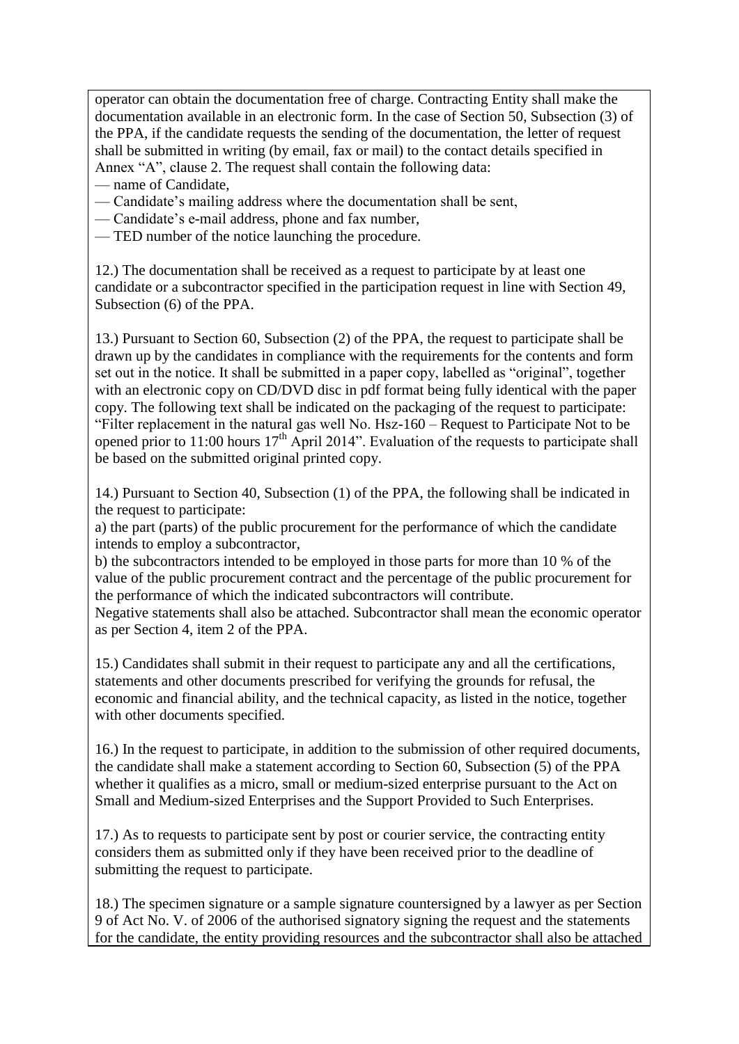operator can obtain the documentation free of charge. Contracting Entity shall make the documentation available in an electronic form. In the case of Section 50, Subsection (3) of the PPA, if the candidate requests the sending of the documentation, the letter of request shall be submitted in writing (by email, fax or mail) to the contact details specified in Annex "A", clause 2. The request shall contain the following data:

— name of Candidate,
— Candidate's mailing address where the documentation shall be sent,
— Candidate's e-mail address, phone and fax number,
— TED number of the notice launching the procedure.

12.) The documentation shall be received as a request to participate by at least one candidate or a subcontractor specified in the participation request in line with Section 49, Subsection (6) of the PPA.

13.) Pursuant to Section 60, Subsection (2) of the PPA, the request to participate shall be drawn up by the candidates in compliance with the requirements for the contents and form set out in the notice. It shall be submitted in a paper copy, labelled as "original", together with an electronic copy on CD/DVD disc in pdf format being fully identical with the paper copy. The following text shall be indicated on the packaging of the request to participate: "Filter replacement in the natural gas well No. Hsz-160 – Request to Participate Not to be opened prior to 11:00 hours 17th April 2014". Evaluation of the requests to participate shall be based on the submitted original printed copy.

14.) Pursuant to Section 40, Subsection (1) of the PPA, the following shall be indicated in the request to participate:

a) the part (parts) of the public procurement for the performance of which the candidate intends to employ a subcontractor,

b) the subcontractors intended to be employed in those parts for more than 10 % of the value of the public procurement contract and the percentage of the public procurement for the performance of which the indicated subcontractors will contribute.

Negative statements shall also be attached. Subcontractor shall mean the economic operator as per Section 4, item 2 of the PPA.

15.) Candidates shall submit in their request to participate any and all the certifications, statements and other documents prescribed for verifying the grounds for refusal, the economic and financial ability, and the technical capacity, as listed in the notice, together with other documents specified.

16.) In the request to participate, in addition to the submission of other required documents, the candidate shall make a statement according to Section 60, Subsection (5) of the PPA whether it qualifies as a micro, small or medium-sized enterprise pursuant to the Act on Small and Medium-sized Enterprises and the Support Provided to Such Enterprises.

17.) As to requests to participate sent by post or courier service, the contracting entity considers them as submitted only if they have been received prior to the deadline of submitting the request to participate.

18.) The specimen signature or a sample signature countersigned by a lawyer as per Section 9 of Act No. V. of 2006 of the authorised signatory signing the request and the statements for the candidate, the entity providing resources and the subcontractor shall also be attached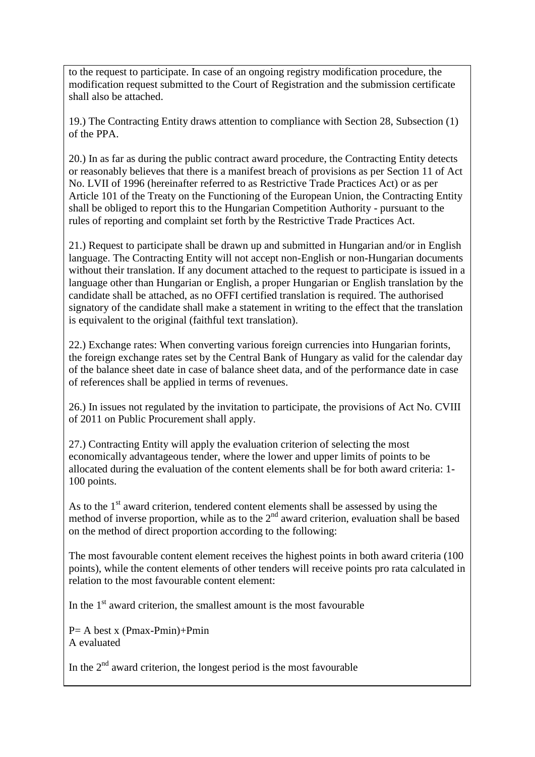to the request to participate. In case of an ongoing registry modification procedure, the modification request submitted to the Court of Registration and the submission certificate shall also be attached.

19.) The Contracting Entity draws attention to compliance with Section 28, Subsection (1) of the PPA.

20.) In as far as during the public contract award procedure, the Contracting Entity detects or reasonably believes that there is a manifest breach of provisions as per Section 11 of Act No. LVII of 1996 (hereinafter referred to as Restrictive Trade Practices Act) or as per Article 101 of the Treaty on the Functioning of the European Union, the Contracting Entity shall be obliged to report this to the Hungarian Competition Authority - pursuant to the rules of reporting and complaint set forth by the Restrictive Trade Practices Act.

21.) Request to participate shall be drawn up and submitted in Hungarian and/or in English language. The Contracting Entity will not accept non-English or non-Hungarian documents without their translation. If any document attached to the request to participate is issued in a language other than Hungarian or English, a proper Hungarian or English translation by the candidate shall be attached, as no OFFI certified translation is required. The authorised signatory of the candidate shall make a statement in writing to the effect that the translation is equivalent to the original (faithful text translation).

22.) Exchange rates: When converting various foreign currencies into Hungarian forints, the foreign exchange rates set by the Central Bank of Hungary as valid for the calendar day of the balance sheet date in case of balance sheet data, and of the performance date in case of references shall be applied in terms of revenues.

26.) In issues not regulated by the invitation to participate, the provisions of Act No. CVIII of 2011 on Public Procurement shall apply.

27.) Contracting Entity will apply the evaluation criterion of selecting the most economically advantageous tender, where the lower and upper limits of points to be allocated during the evaluation of the content elements shall be for both award criteria: 1-100 points.

As to the 1st award criterion, tendered content elements shall be assessed by using the method of inverse proportion, while as to the 2nd award criterion, evaluation shall be based on the method of direct proportion according to the following:

The most favourable content element receives the highest points in both award criteria (100 points), while the content elements of other tenders will receive points pro rata calculated in relation to the most favourable content element:

In the 1st award criterion, the smallest amount is the most favourable

$$P = \frac{A_{best}}{A_{evaluated}} \times (P_{max} - P_{min}) + P_{min}$$

In the 2nd award criterion, the longest period is the most favourable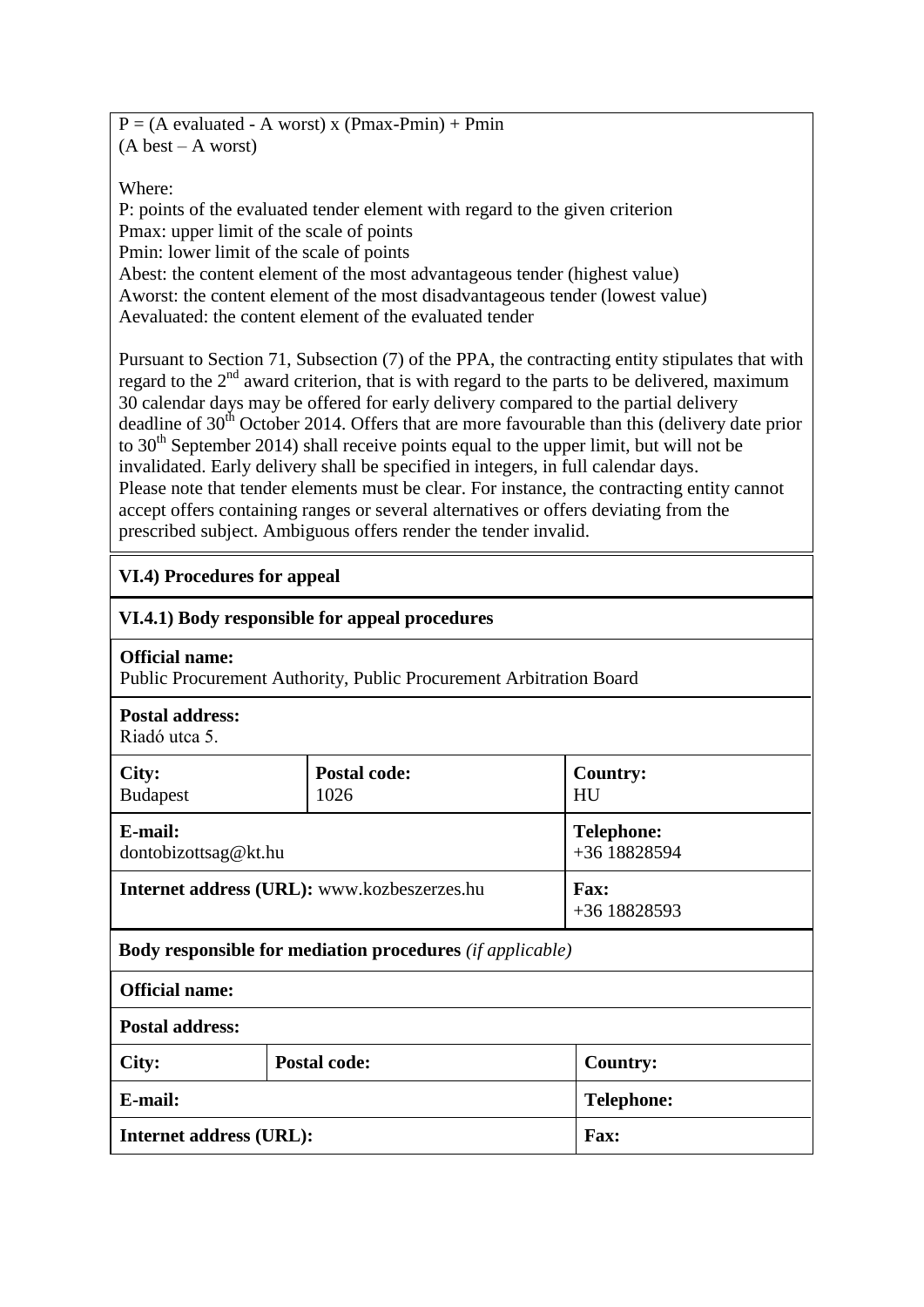$$P = \frac{(A_{evaluated} - A_{worst})}{(A_{best} - A_{worst})} \times (P_{max} - P_{min}) + P_{min}$$

Where:

P: points of the evaluated tender element with regard to the given criterion
Pmax: upper limit of the scale of points
Pmin: lower limit of the scale of points
Abest: the content element of the most advantageous tender (highest value)
Aworst: the content element of the most disadvantageous tender (lowest value)
Aevaluated: the content element of the evaluated tender

Pursuant to Section 71, Subsection (7) of the PPA, the contracting entity stipulates that with regard to the 2nd award criterion, that is with regard to the parts to be delivered, maximum 30 calendar days may be offered for early delivery compared to the partial delivery deadline of 30th October 2014. Offers that are more favourable than this (delivery date prior to 30th September 2014) shall receive points equal to the upper limit, but will not be invalidated. Early delivery shall be specified in integers, in full calendar days.
Please note that tender elements must be clear. For instance, the contracting entity cannot accept offers containing ranges or several alternatives or offers deviating from the prescribed subject. Ambiguous offers render the tender invalid.

**VI.4) Procedures for appeal**

**VI.4.1) Body responsible for appeal procedures**

| **Official name:** Public Procurement Authority, Public Procurement Arbitration Board | | |
|---|---|---|
| **Postal address:** Riadó utca 5. | | |
| **City:** Budapest | **Postal code:** 1026 | **Country:** HU |
| **E-mail:** dontobizottsag@kt.hu | | **Telephone:** +36 18828594 |
| **Internet address (URL):** www.kozbeszerzes.hu | | **Fax:** +36 18828593 |

**Body responsible for mediation procedures** *(if applicable)*

| **Official name:** | | |
|---|---|---|
| **Postal address:** | | |
| **City:** | **Postal code:** | **Country:** |
| **E-mail:** | | **Telephone:** |
| **Internet address (URL):** | | **Fax:** |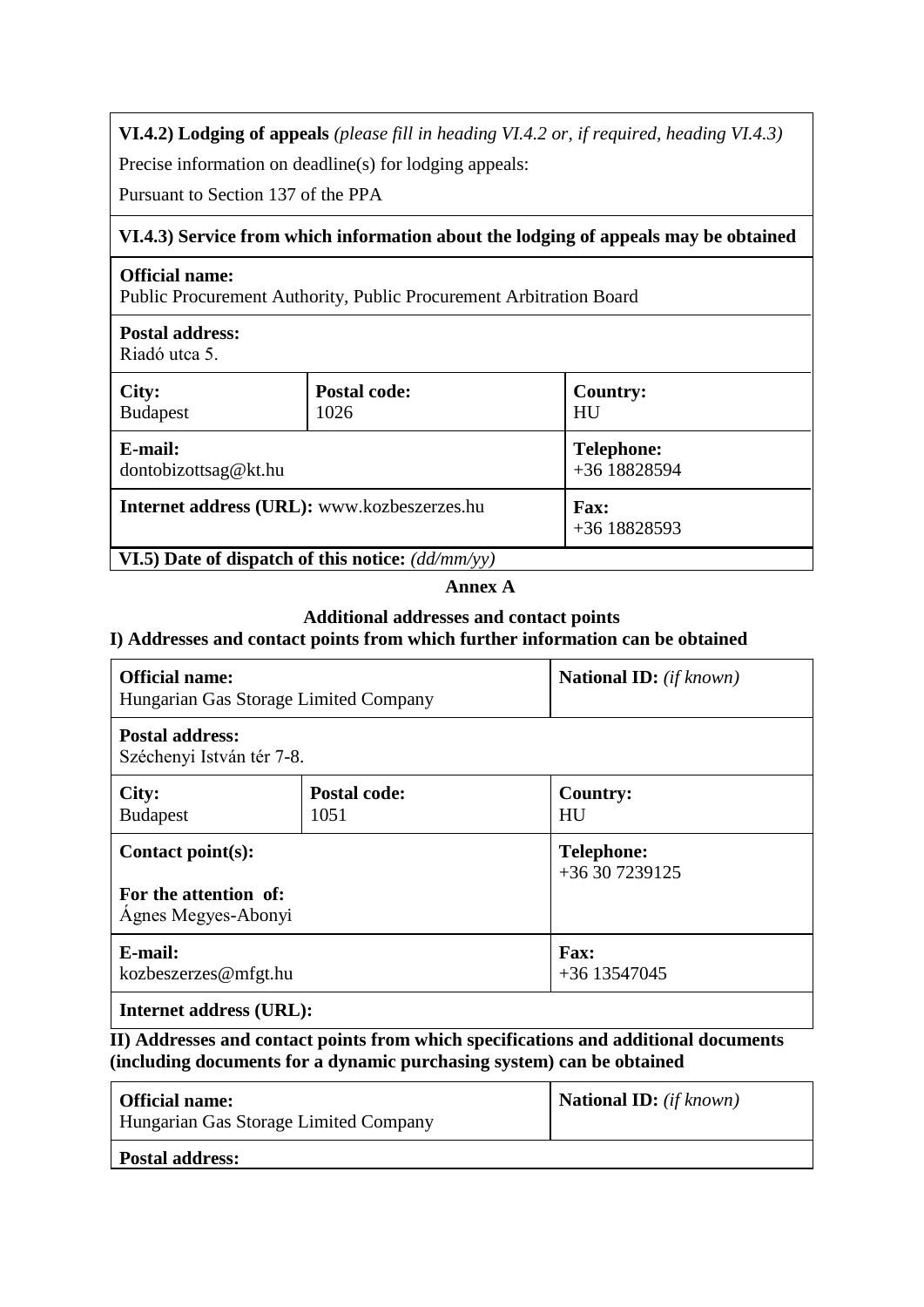**VI.4.2) Lodging of appeals** *(please fill in heading VI.4.2 or, if required, heading VI.4.3)*

Precise information on deadline(s) for lodging appeals:

Pursuant to Section 137 of the PPA

**VI.4.3) Service from which information about the lodging of appeals may be obtained**

| **Official name:** Public Procurement Authority, Public Procurement Arbitration Board | | |
|---|---|---|
| **Postal address:** Riadó utca 5. | | |
| **City:** Budapest | **Postal code:** 1026 | **Country:** HU |
| **E-mail:** dontobizottsag@kt.hu | | **Telephone:** +36 18828594 |
| **Internet address (URL):** www.kozbeszerzes.hu | | **Fax:** +36 18828593 |

**VI.5) Date of dispatch of this notice:** *(dd/mm/yy)*

## Annex A

### Additional addresses and contact points

### I) Addresses and contact points from which further information can be obtained

| **Official name:** Hungarian Gas Storage Limited Company | | **National ID:** *(if known)* |
|---|---|---|
| **Postal address:** Széchenyi István tér 7-8. | | |
| **City:** Budapest | **Postal code:** 1051 | **Country:** HU |
| **Contact point(s):** **For the attention of:** Ágnes Megyes-Abonyi | | **Telephone:** +36 30 7239125 |
| **E-mail:** kozbeszerzes@mfgt.hu | | **Fax:** +36 13547045 |
| **Internet address (URL):** | | |

### II) Addresses and contact points from which specifications and additional documents (including documents for a dynamic purchasing system) can be obtained

| **Official name:** Hungarian Gas Storage Limited Company | **National ID:** *(if known)* |
|---|---|
| **Postal address:** | |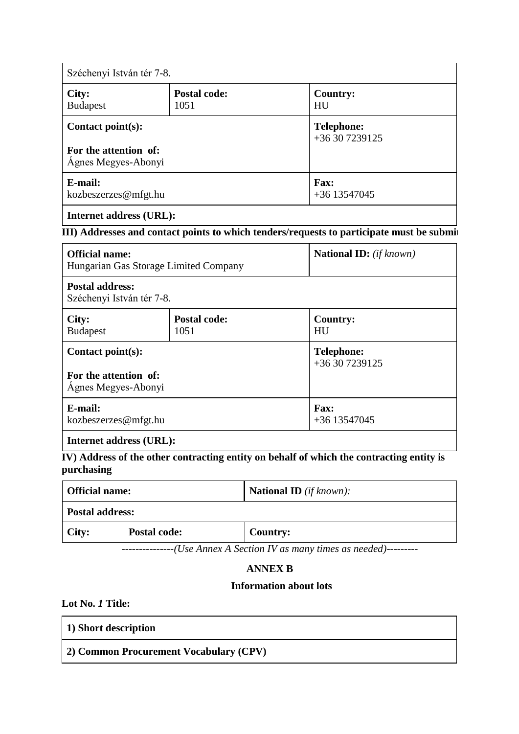| Széchenyi István tér 7-8. | | |
|---|---|---|
| **City:** Budapest | **Postal code:** 1051 | **Country:** HU |
| **Contact point(s):**<br><br>**For the attention of:** Ágnes Megyes-Abonyi | | **Telephone:** +36 30 7239125 |
| **E-mail:** kozbeszerzes@mfgt.hu | | **Fax:** +36 13547045 |
| **Internet address (URL):** | | |

**III) Addresses and contact points to which tenders/requests to participate must be submit**

| **Official name:** Hungarian Gas Storage Limited Company | | **National ID:** *(if known)* |
|---|---|---|
| **Postal address:** Széchenyi István tér 7-8. | | |
| **City:** Budapest | **Postal code:** 1051 | **Country:** HU |
| **Contact point(s):**<br><br>**For the attention of:** Ágnes Megyes-Abonyi | | **Telephone:** +36 30 7239125 |
| **E-mail:** kozbeszerzes@mfgt.hu | | **Fax:** +36 13547045 |
| **Internet address (URL):** | | |

**IV) Address of the other contracting entity on behalf of which the contracting entity is purchasing**

| **Official name:** | | **National ID** *(if known):* |
|---|---|---|
| **Postal address:** | | |
| **City:** | **Postal code:** | **Country:** |

---------------*(Use Annex A Section IV as many times as needed)*---------

## ANNEX B

### Information about lots

**Lot No.** ***1*** **Title:**

| **1) Short description** |
|---|
| **2) Common Procurement Vocabulary (CPV)** |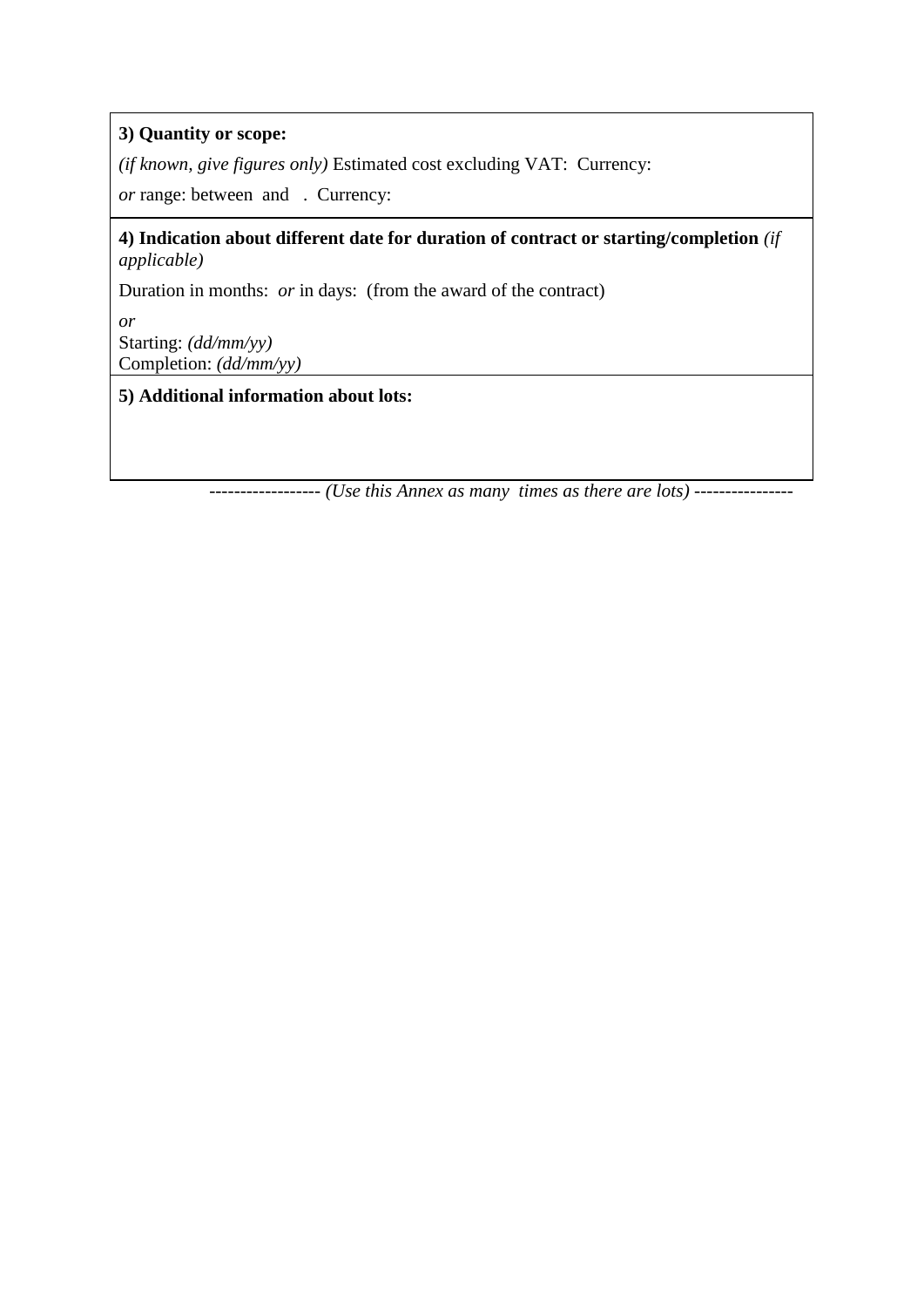**3) Quantity or scope:**

*(if known, give figures only)* Estimated cost excluding VAT: Currency:

*or* range: between and . Currency:

**4) Indication about different date for duration of contract or starting/completion** *(if applicable)*

Duration in months: *or* in days: (from the award of the contract)

*or*
Starting: *(dd/mm/yy)*
Completion: *(dd/mm/yy)*

**5) Additional information about lots:**

----------------- *(Use this Annex as many times as there are lots)* ---------------